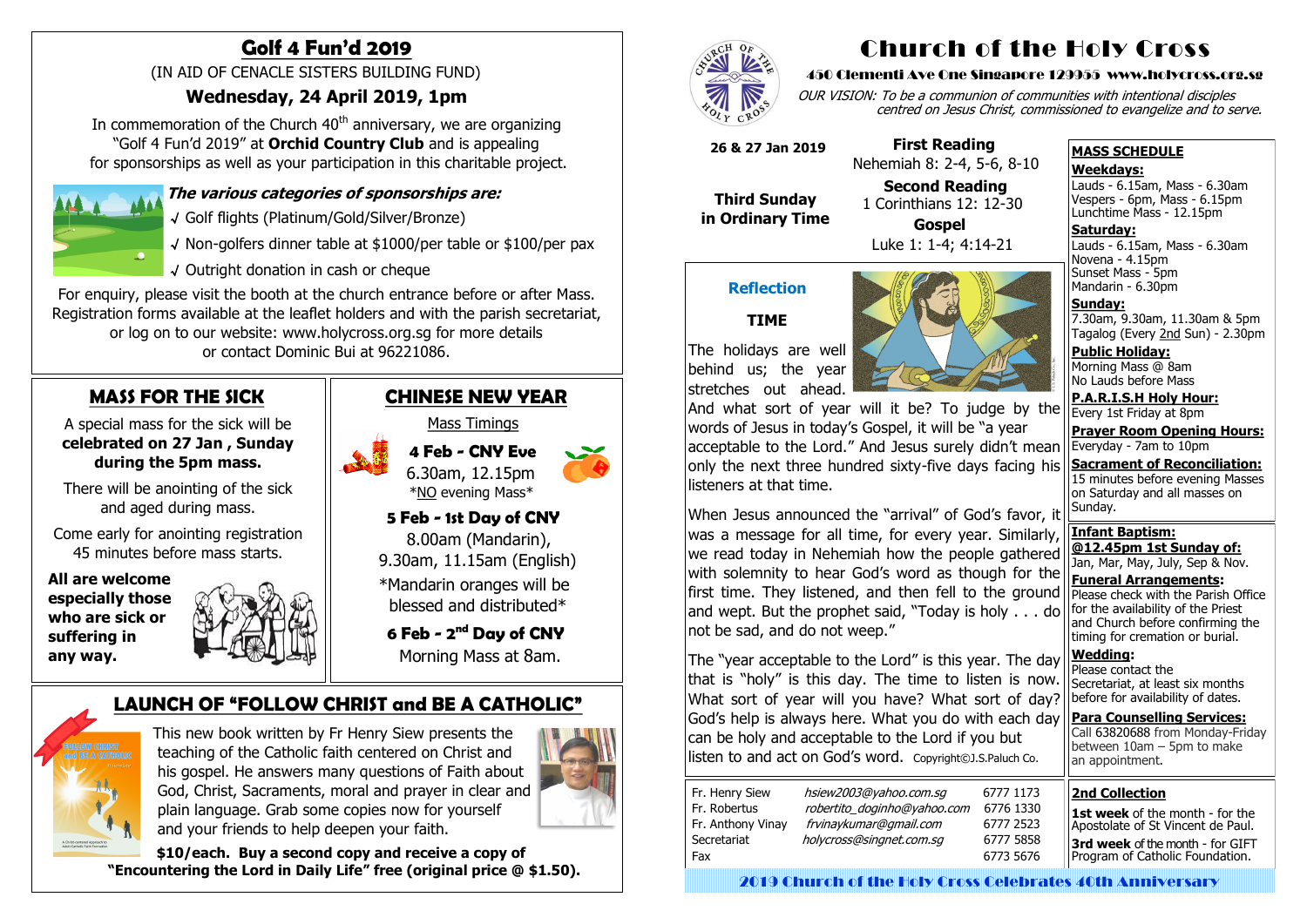# Church of the Holy Cross

**450 Clementi Ave One Singapore 129955 www.holycross.org.sg**

*OUR VISION: To be a communion of communities with intentional disciples centred on Jesus Christ, commissioned to evangelize and to serve.*

**26 & 27 Jan 2019**

**Third Sunday in Ordinary Time**

**First Reading**
Nehemiah 8: 2-4, 5-6, 8-10

**Second Reading**
1 Corinthians 12: 12-30

**Gospel**
Luke 1: 1-4; 4:14-21

## Reflection

### TIME

The holidays are well behind us; the year stretches out ahead. And what sort of year will it be? To judge by the words of Jesus in today's Gospel, it will be "a year acceptable to the Lord." And Jesus surely didn't mean only the next three hundred sixty-five days facing his listeners at that time.

When Jesus announced the "arrival" of God's favor, it was a message for all time, for every year. Similarly, we read today in Nehemiah how the people gathered with solemnity to hear God's word as though for the first time. They listened, and then fell to the ground and wept. But the prophet said, "Today is holy . . . do not be sad, and do not weep."

The "year acceptable to the Lord" is this year. The day that is "holy" is this day. The time to listen is now. What sort of year will you have? What sort of day? God's help is always here. What you do with each day can be holy and acceptable to the Lord if you but listen to and act on God's word. Copyright©J.S.Paluch Co.

| | | |
|---|---|---|
| Fr. Henry Siew | hsiew2003@yahoo.com.sg | 6777 1173 |
| Fr. Robertus | robertito_doginho@yahoo.com | 6776 1330 |
| Fr. Anthony Vinay | frvinaykumar@gmail.com | 6777 2523 |
| Secretariat | holycross@singnet.com.sg | 6777 5858 |
| Fax | | 6773 5676 |

## MASS SCHEDULE

**Weekdays:**
Lauds - 6.15am, Mass - 6.30am
Vespers - 6pm, Mass - 6.15pm
Lunchtime Mass - 12.15pm

**Saturday:**
Lauds - 6.15am, Mass - 6.30am
Novena - 4.15pm
Sunset Mass - 5pm
Mandarin - 6.30pm

**Sunday:**
7.30am, 9.30am, 11.30am & 5pm
Tagalog (Every 2nd Sun) - 2.30pm

**Public Holiday:**
Morning Mass @ 8am
No Lauds before Mass

**P.A.R.I.S.H Holy Hour:**
Every 1st Friday at 8pm

**Prayer Room Opening Hours:**
Everyday - 7am to 10pm

**Sacrament of Reconciliation:**
15 minutes before evening Masses on Saturday and all masses on Sunday.

**Infant Baptism:**
**@12.45pm 1st Sunday of:**
Jan, Mar, May, July, Sep & Nov.

**Funeral Arrangements:**
Please check with the Parish Office for the availability of the Priest and Church before confirming the timing for cremation or burial.

**Wedding:**
Please contact the Secretariat, at least six months before for availability of dates.

**Para Counselling Services:**
Call 63820688 from Monday-Friday between 10am – 5pm to make an appointment.

## 2nd Collection

**1st week** of the month - for the Apostolate of St Vincent de Paul.

**3rd week** of the month - for GIFT Program of Catholic Foundation.

**2019 Church of the Holy Cross Celebrates 40th Anniversary**

## Golf 4 Fun'd 2019

(IN AID OF CENACLE SISTERS BUILDING FUND)

### Wednesday, 24 April 2019, 1pm

In commemoration of the Church 40th anniversary, we are organizing "Golf 4 Fun'd 2019" at **Orchid Country Club** and is appealing for sponsorships as well as your participation in this charitable project.

***The various categories of sponsorships are:***

- √ Golf flights (Platinum/Gold/Silver/Bronze)
- √ Non-golfers dinner table at $1000/per table or $100/per pax
- √ Outright donation in cash or cheque

For enquiry, please visit the booth at the church entrance before or after Mass. Registration forms available at the leaflet holders and with the parish secretariat, or log on to our website: www.holycross.org.sg for more details or contact Dominic Bui at 96221086.

## MASS FOR THE SICK

A special mass for the sick will be **celebrated on 27 Jan , Sunday during the 5pm mass.**

There will be anointing of the sick and aged during mass.

Come early for anointing registration 45 minutes before mass starts.

**All are welcome especially those who are sick or suffering in any way.**

## CHINESE NEW YEAR

Mass Timings

**4 Feb - CNY Eve**
6.30am, 12.15pm
*NO evening Mass*

**5 Feb - 1st Day of CNY**
8.00am (Mandarin),
9.30am, 11.15am (English)
*Mandarin oranges will be blessed and distributed*

**6 Feb - 2nd Day of CNY**
Morning Mass at 8am.

## LAUNCH OF "FOLLOW CHRIST and BE A CATHOLIC"

This new book written by Fr Henry Siew presents the teaching of the Catholic faith centered on Christ and his gospel. He answers many questions of Faith about God, Christ, Sacraments, moral and prayer in clear and plain language. Grab some copies now for yourself and your friends to help deepen your faith.

**$10/each. Buy a second copy and receive a copy of "Encountering the Lord in Daily Life" free (original price @ $1.50).**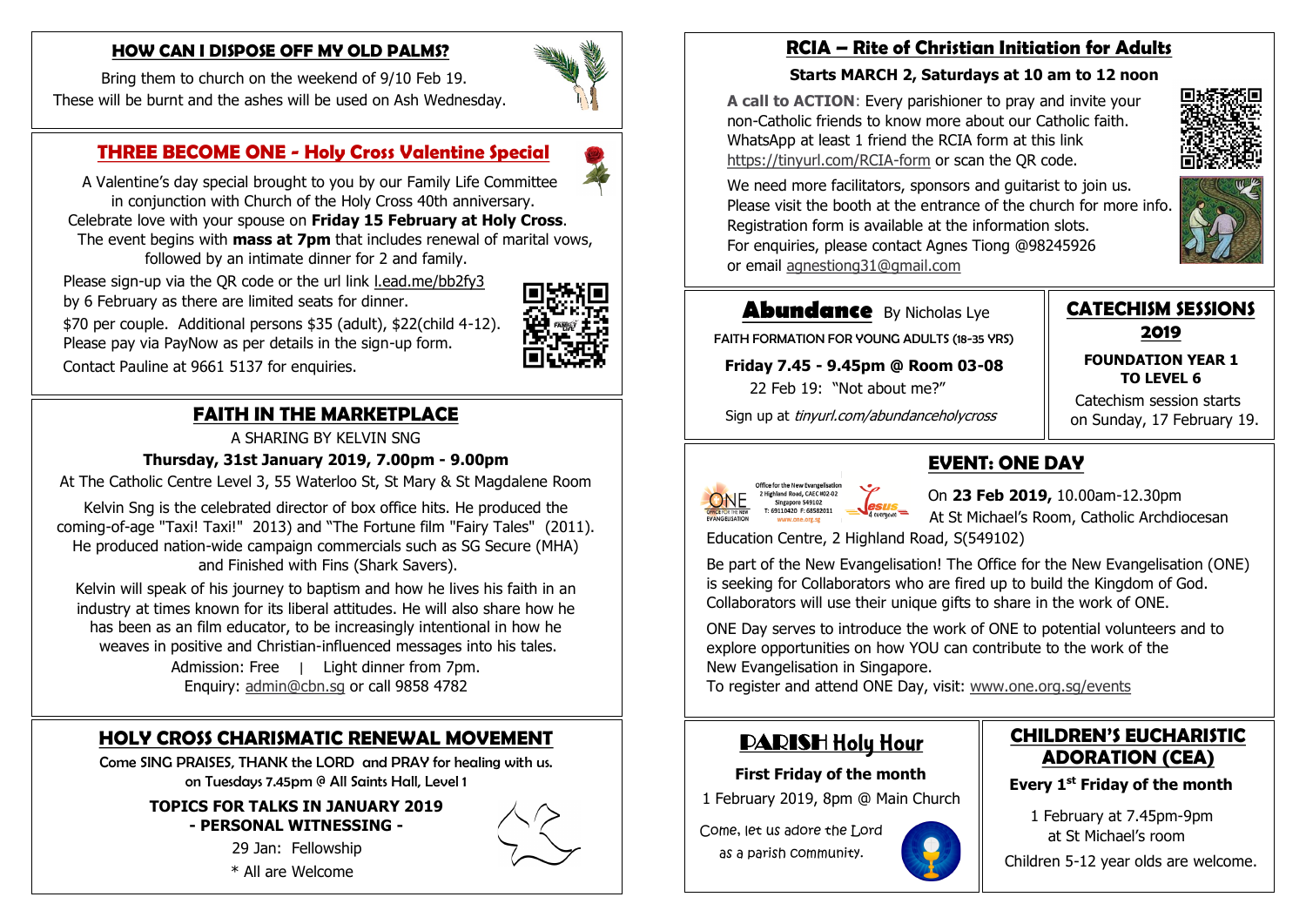## HOW CAN I DISPOSE OFF MY OLD PALMS?

Bring them to church on the weekend of 9/10 Feb 19.
These will be burnt and the ashes will be used on Ash Wednesday.

## THREE BECOME ONE - Holy Cross Valentine Special

A Valentine's day special brought to you by our Family Life Committee in conjunction with Church of the Holy Cross 40th anniversary.
Celebrate love with your spouse on **Friday 15 February at Holy Cross**.
The event begins with **mass at 7pm** that includes renewal of marital vows, followed by an intimate dinner for 2 and family.

Please sign-up via the QR code or the url link l.ead.me/bb2fy3 by 6 February as there are limited seats for dinner.
$70 per couple. Additional persons $35 (adult), $22(child 4-12).
Please pay via PayNow as per details in the sign-up form.
Contact Pauline at 9661 5137 for enquiries.

## FAITH IN THE MARKETPLACE

A SHARING BY KELVIN SNG

**Thursday, 31st January 2019, 7.00pm - 9.00pm**

At The Catholic Centre Level 3, 55 Waterloo St, St Mary & St Magdalene Room

Kelvin Sng is the celebrated director of box office hits. He produced the coming-of-age "Taxi! Taxi!" 2013) and "The Fortune film "Fairy Tales" (2011). He produced nation-wide campaign commercials such as SG Secure (MHA) and Finished with Fins (Shark Savers).

Kelvin will speak of his journey to baptism and how he lives his faith in an industry at times known for its liberal attitudes. He will also share how he has been as an film educator, to be increasingly intentional in how he weaves in positive and Christian-influenced messages into his tales.

Admission: Free | Light dinner from 7pm.
Enquiry: admin@cbn.sg or call 9858 4782

## HOLY CROSS CHARISMATIC RENEWAL MOVEMENT

Come SING PRAISES, THANK the LORD and PRAY for healing with us.
on Tuesdays 7.45pm @ All Saints Hall, Level 1

**TOPICS FOR TALKS IN JANUARY 2019**
**- PERSONAL WITNESSING -**

29 Jan: Fellowship

\* All are Welcome

## RCIA – Rite of Christian Initiation for Adults

**Starts MARCH 2, Saturdays at 10 am to 12 noon**

**A call to ACTION**: Every parishioner to pray and invite your non-Catholic friends to know more about our Catholic faith.
WhatsApp at least 1 friend the RCIA form at this link https://tinyurl.com/RCIA-form or scan the QR code.

We need more facilitators, sponsors and guitarist to join us.
Please visit the booth at the entrance of the church for more info.
Registration form is available at the information slots.
For enquiries, please contact Agnes Tiong @98245926 or email agnestiong31@gmail.com

## Abundance By Nicholas Lye

FAITH FORMATION FOR YOUNG ADULTS (18-35 YRS)

**Friday 7.45 - 9.45pm @ Room 03-08**

22 Feb 19: "Not about me?"

Sign up at *tinyurl.com/abundanceholycross*

## CATECHISM SESSIONS 2019

**FOUNDATION YEAR 1 TO LEVEL 6**

Catechism session starts on Sunday, 17 February 19.

## EVENT: ONE DAY

Office for the New Evangelisation
2 Highland Road, CAEC #02-02
Singapore 549102
T: 69110420 F: 68582011
www.one.org.sg

On **23 Feb 2019,** 10.00am-12.30pm At St Michael's Room, Catholic Archdiocesan Education Centre, 2 Highland Road, S(549102)

Be part of the New Evangelisation! The Office for the New Evangelisation (ONE) is seeking for Collaborators who are fired up to build the Kingdom of God. Collaborators will use their unique gifts to share in the work of ONE.

ONE Day serves to introduce the work of ONE to potential volunteers and to explore opportunities on how YOU can contribute to the work of the New Evangelisation in Singapore.
To register and attend ONE Day, visit: www.one.org.sg/events

## PARISH Holy Hour

**First Friday of the month**

1 February 2019, 8pm @ Main Church

Come, let us adore the Lord as a parish community.

## CHILDREN'S EUCHARISTIC ADORATION (CEA)

**Every 1st Friday of the month**

1 February at 7.45pm-9pm at St Michael's room

Children 5-12 year olds are welcome.